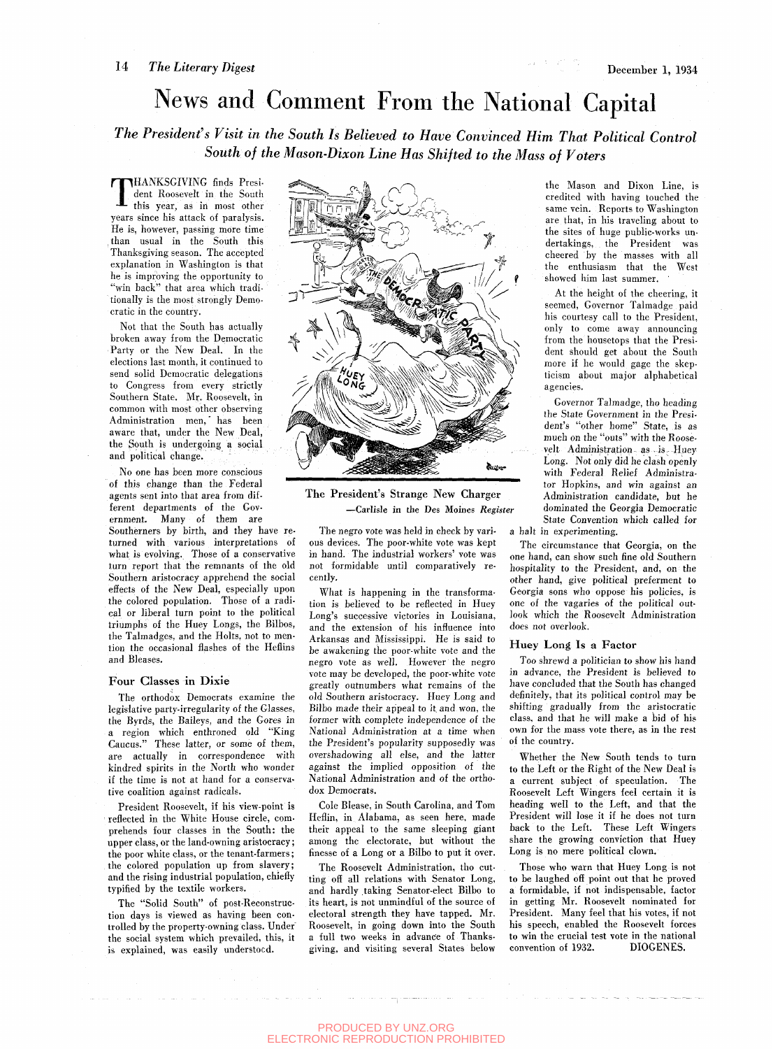# News and Comment From the National Capital

## *The President's Visit in the South Is Believed to Have Convinced Him That Political Control South of the Mason-Dixon Line Has Shifted to the Mass of Voters*

THANKSGIVING finds President Roosevelt in the South this year, as in most other years since his attack of paralysis. He is, however, passing more time than usual in the South this Thanksgiving season. The accepted explanation in Washington is that he is improving the opportunity to "win back" that area which traditionally is the most strongly Democratic in the country.

Not that the South has actually broken away from the Democratic Party or the New Deal. In the elections last month, it continued to send solid Democratic delegations to Congress from every strictly Southern State. Mr. Roosevelt, in common with most other observing Administration men, has been aware that, under the New Deal, the South is undergoing a social and political change.

No one has been more conscious of this change than the Federal agents sent into that area from different departments of the Government. Many of them are Southerners by birth, and they have returned with various interpretations of what is evolving. Those of a conservative turn report that the remnants of the old Southern aristocracy apprehend the social effects of the New Deal, especially upon the colored population. Those of a radical or liberal turn point to the political triumphs of the Huey Longs, the Bilbos, the Talmadges, and the Holts, not to mention the occasional flashes of the Heflins and Bleases.

### Four Classes in Dixie

The orthodox Democrats examine the legislative party-irregularity of the Glasses, the Byrds, the Baileys, and the Gores in a region which enthroned old "King Caucus." These latter, or some of them, are actually in correspondence with kindred spirits in the North who wonder if the time is not at hand for a conservative coalition against radicals.

President Roosevelt, if his view-point is reflected in the White House circle, comprehends four classes in the South: the upper class, or the land-owning aristocracy; the poor white class, or the tenant-farmers; the colored population up from slavery; and the rising industrial population, chiefly typified by the textile workers.

The "Solid South" of post-Reconstruction days is viewed as having been controlled by the property-owning class. Under the social system which prevailed, this, it is explained, was easily understood.

The President's Strange New Charger
—Carlisle in the Des Moines *Register*

The negro vote was held in check by various devices. The poor-white vote was kept in hand. The industrial workers' vote was not formidable until comparatively recently.

What is happening in the transformation is believed to be reflected in Huey Long's successive victories in Louisiana, and the extension of his influence into Arkansas and Mississippi. He is said to be awakening the poor-white vote and the negro vote as well. However the negro vote may be developed, the poor-white vote greatly outnumbers what remains of the old Southern aristocracy. Huey Long and Bilbo made their appeal to it and won, the former with complete independence of the National Administration at a time when the President's popularity supposedly was overshadowing all else, and the latter against the implied opposition of the National Administration and of the orthodox Democrats.

Cole Blease, in South Carolina, and Tom Heflin, in Alabama, as seen here, made their appeal to the same sleeping giant among the electorate, but without the finesse of a Long or a Bilbo to put it over.

The Roosevelt Administration, tho cutting off all relations with Senator Long, and hardly taking Senator-elect Bilbo to its heart, is not unmindful of the source of electoral strength they have tapped. Mr. Roosevelt, in going down into the South a full two weeks in advance of Thanksgiving, and visiting several States below the Mason and Dixon Line, is credited with having touched the same vein. Reports to Washington are that, in his traveling about to the sites of huge public-works undertakings, the President was cheered by the masses with all the enthusiasm that the West showed him last summer.

At the height of the cheering, it seemed, Governor Talmadge paid his courtesy call to the President, only to come away announcing from the housetops that the President should get about the South more if he would gage the skepticism about major alphabetical agencies.

Governor Talmadge, tho heading the State Government in the President's "other home" State, is as much on the "outs" with the Roosevelt Administration as is Huey Long. Not only did he clash openly with Federal Relief Administrator Hopkins, and win against an Administration candidate, but he dominated the Georgia Democratic State Convention which called for a halt in experimenting.

The circumstance that Georgia, on the one hand, can show such fine old Southern hospitality to the President, and, on the other hand, give political preferment to Georgia sons who oppose his policies, is one of the vagaries of the political outlook which the Roosevelt Administration does not overlook.

### Huey Long Is a Factor

Too shrewd a politician to show his hand in advance, the President is believed to have concluded that the South has changed definitely, that its political control may be shifting gradually from the aristocratic class, and that he will make a bid of his own for the mass vote there, as in the rest of the country.

Whether the New South tends to turn to the Left or the Right of the New Deal is a current subject of speculation. The Roosevelt Left Wingers feel certain it is heading well to the Left, and that the President will lose it if he does not turn back to the Left. These Left Wingers share the growing conviction that Huey Long is no mere political clown.

Those who warn that Huey Long is not to be laughed off point out that he proved a formidable, if not indispensable, factor in getting Mr. Roosevelt nominated for President. Many feel that his votes, if not his speech, enabled the Roosevelt forces to win the crucial test vote in the national convention of 1932. DIOGENES.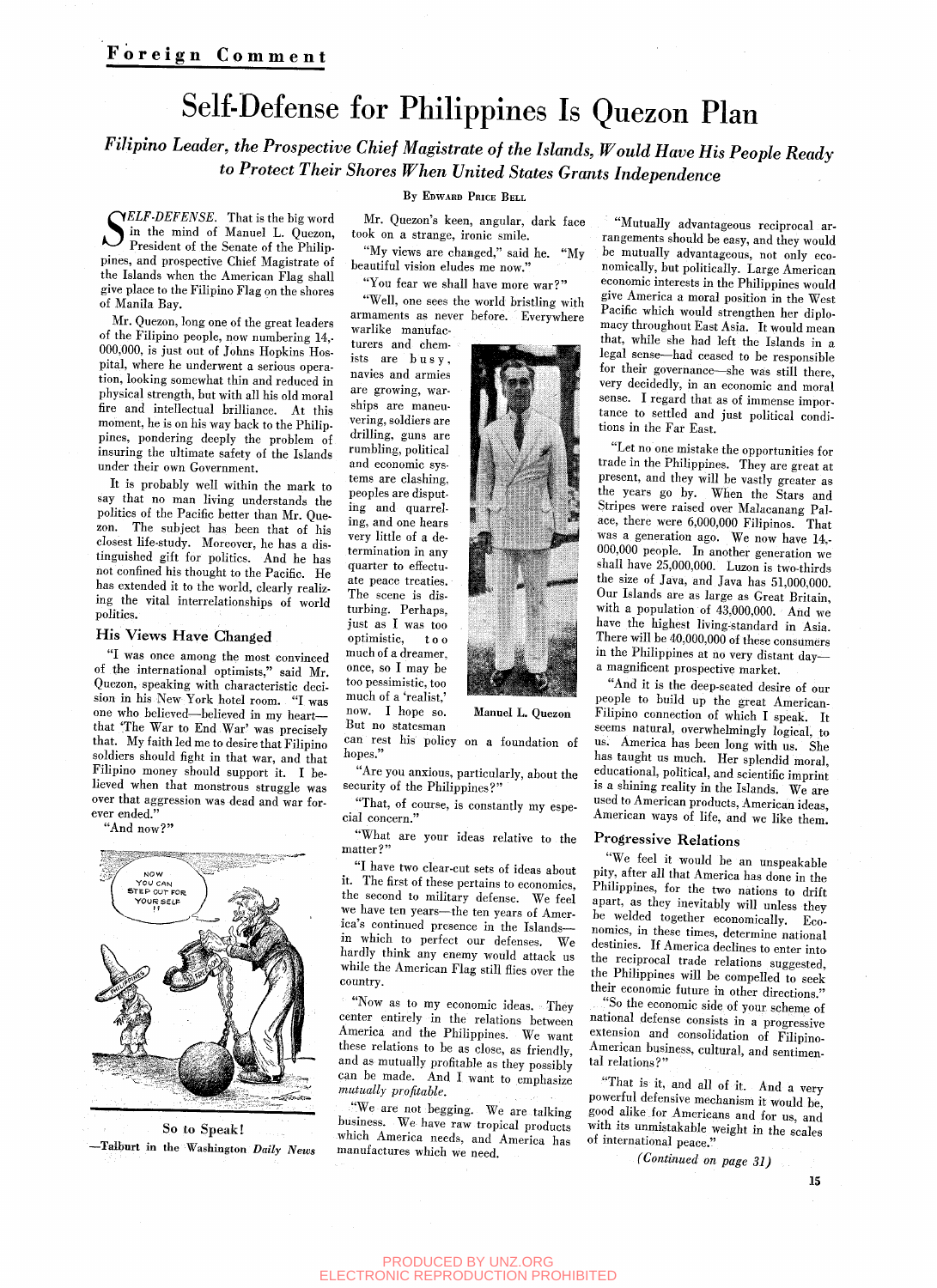Foreign Comment

# Self-Defense for Philippines Is Quezon Plan

## *Filipino Leader, the Prospective Chief Magistrate of the Islands, Would Have His People Ready to Protect Their Shores When United States Grants Independence*

By Edward Price Bell

*SELF-DEFENSE.* That is the big word in the mind of Manuel L. Quezon, President of the Senate of the Philippines, and prospective Chief Magistrate of the Islands when the American Flag shall give place to the Filipino Flag on the shores of Manila Bay.

Mr. Quezon, long one of the great leaders of the Filipino people, now numbering 14,000,000, is just out of Johns Hopkins Hospital, where he underwent a serious operation, looking somewhat thin and reduced in physical strength, but with all his old moral fire and intellectual brilliance. At this moment, he is on his way back to the Philippines, pondering deeply the problem of insuring the ultimate safety of the Islands under their own Government.

It is probably well within the mark to say that no man living understands the politics of the Pacific better than Mr. Quezon. The subject has been that of his closest life-study. Moreover, he has a distinguished gift for politics. And he has not confined his thought to the Pacific. He has extended it to the world, clearly realizing the vital interrelationships of world politics.

### His Views Have Changed

"I was once among the most convinced of the international optimists," said Mr. Quezon, speaking with characteristic decision in his New York hotel room. "I was one who believed—believed in my heart—that 'The War to End War' was precisely that. My faith led me to desire that Filipino soldiers should fight in that war, and that Filipino money should support it. I believed when that monstrous struggle was over that aggression was dead and war forever ended."

"And now?"

So to Speak!

—Talburt in the Washington *Daily News*

Mr. Quezon's keen, angular, dark face took on a strange, ironic smile.

"My views are changed," said he. "My beautiful vision eludes me now."

"You fear we shall have more war?"

"Well, one sees the world bristling with armaments as never before. Everywhere warlike manufacturers and chemists are busy, navies and armies are growing, warships are maneuvering, soldiers are drilling, guns are rumbling, political and economic systems are clashing, peoples are disputing and quarreling, and one hears very little of a determination in any quarter to effectuate peace treaties. The scene is disturbing. Perhaps, just as I was too optimistic, too much of a dreamer, once, so I may be too pessimistic, too much of a 'realist,' now. I hope so. But no statesman can rest his policy on a foundation of hopes."

Manuel L. Quezon

"Are you anxious, particularly, about the security of the Philippines?"

"That, of course, is constantly my especial concern."

"What are your ideas relative to the matter?"

"I have two clear-cut sets of ideas about it. The first of these pertains to economics, the second to military defense. We feel we have ten years—the ten years of America's continued presence in the Islands—in which to perfect our defenses. We hardly think any enemy would attack us while the American Flag still flies over the country.

"Now as to my economic ideas. They center entirely in the relations between America and the Philippines. We want these relations to be as close, as friendly, and as mutually profitable as they possibly can be made. And I want to emphasize *mutually profitable.*

"We are not begging. We are talking business. We have raw tropical products which America needs, and America has manufactures which we need.

"Mutually advantageous reciprocal arrangements should be easy, and they would be mutually advantageous, not only economically, but politically. Large American economic interests in the Philippines would give America a moral position in the West Pacific which would strengthen her diplomacy throughout East Asia. It would mean that, while she had left the Islands in a legal sense—had ceased to be responsible for their governance—she was still there, very decidedly, in an economic and moral sense. I regard that as of immense importance to settled and just political conditions in the Far East.

"Let no one mistake the opportunities for trade in the Philippines. They are great at present, and they will be vastly greater as the years go by. When the Stars and Stripes were raised over Malacanang Palace, there were 6,000,000 Filipinos. That was a generation ago. We now have 14,000,000 people. In another generation we shall have 25,000,000. Luzon is two-thirds the size of Java, and Java has 51,000,000. Our Islands are as large as Great Britain, with a population of 43,000,000. And we have the highest living-standard in Asia. There will be 40,000,000 of these consumers in the Philippines at no very distant day—a magnificent prospective market.

"And it is the deep-seated desire of our people to build up the great American-Filipino connection of which I speak. It seems natural, overwhelmingly logical, to us. America has been long with us. She has taught us much. Her splendid moral, educational, political, and scientific imprint is a shining reality in the Islands. We are used to American products, American ideas, American ways of life, and we like them.

### Progressive Relations

"We feel it would be an unspeakable pity, after all that America has done in the Philippines, for the two nations to drift apart, as they inevitably will unless they be welded together economically. Economics, in these times, determine national destinies. If America declines to enter into the reciprocal trade relations suggested, the Philippines will be compelled to seek their economic future in other directions."

"So the economic side of your scheme of national defense consists in a progressive extension and consolidation of Filipino-American business, cultural, and sentimental relations?"

"That is it, and all of it. And a very powerful defensive mechanism it would be, good alike for Americans and for us, and with its unmistakable weight in the scales of international peace."

*(Continued on page 31)*